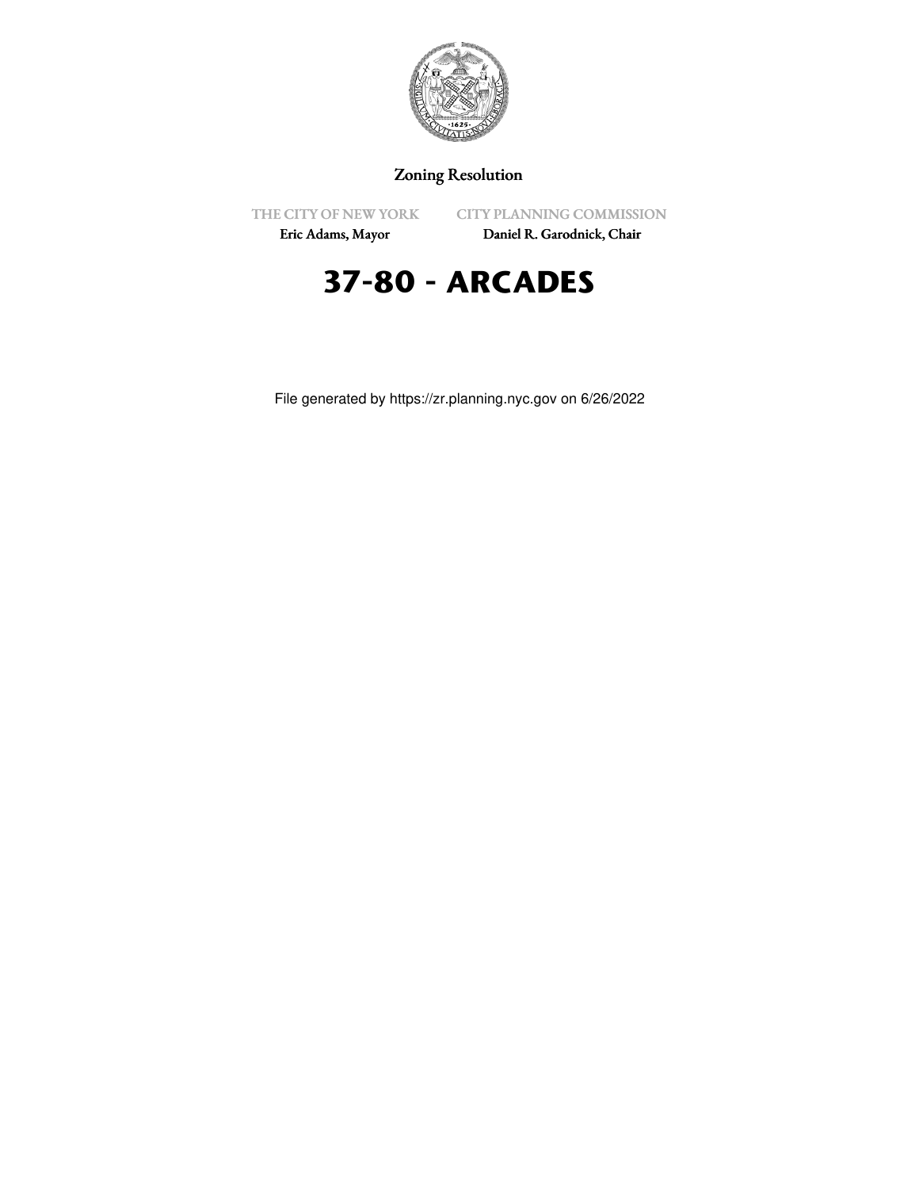Zoning Resolution

THE CITY OF NEW YORK
Eric Adams, Mayor

CITY PLANNING COMMISSION
Daniel R. Garodnick, Chair

# 37-80 - ARCADES

File generated by https://zr.planning.nyc.gov on 6/26/2022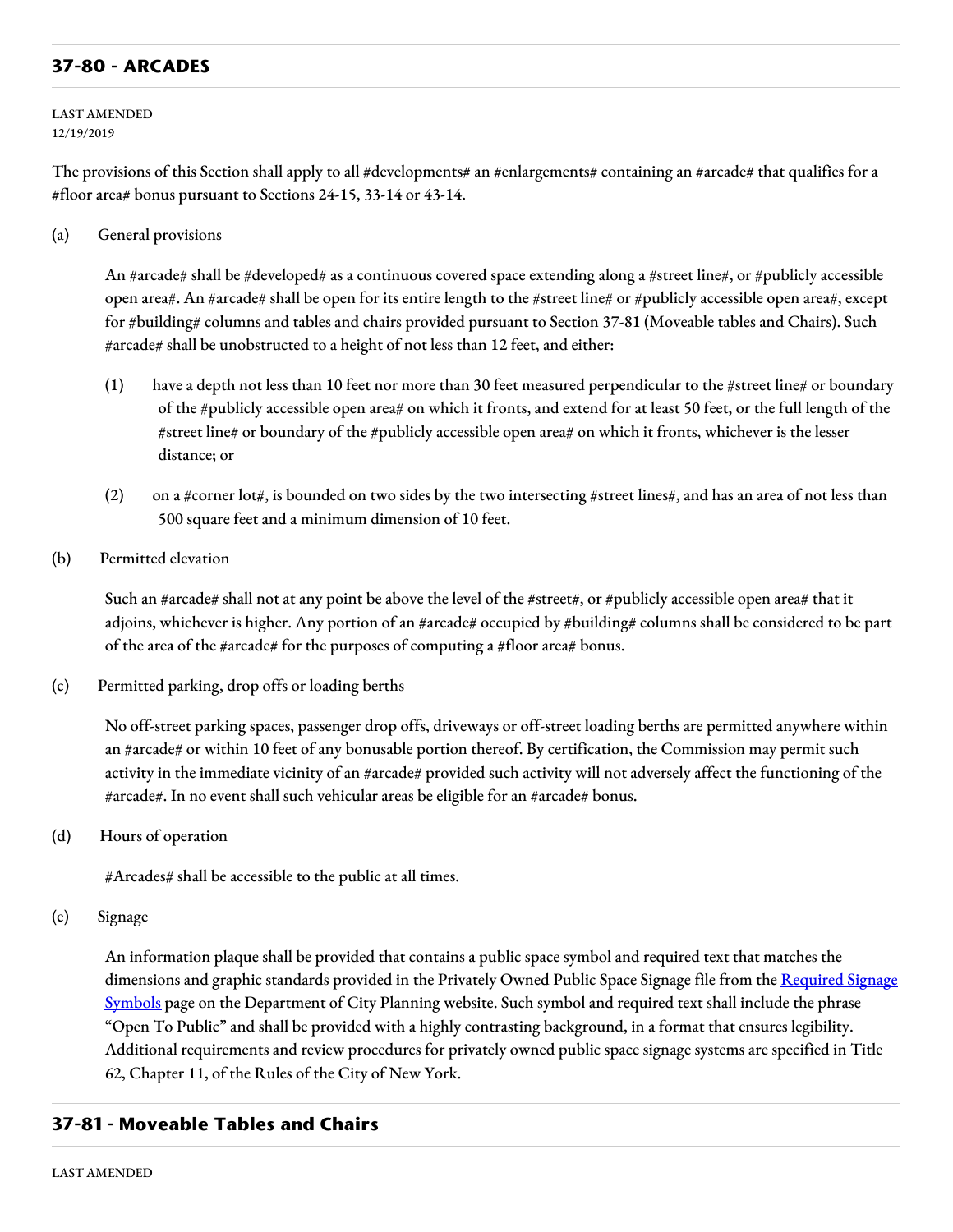## 37-80 - ARCADES

LAST AMENDED
12/19/2019

The provisions of this Section shall apply to all #developments# an #enlargements# containing an #arcade# that qualifies for a #floor area# bonus pursuant to Sections 24-15, 33-14 or 43-14.

(a) General provisions

An #arcade# shall be #developed# as a continuous covered space extending along a #street line#, or #publicly accessible open area#. An #arcade# shall be open for its entire length to the #street line# or #publicly accessible open area#, except for #building# columns and tables and chairs provided pursuant to Section 37-81 (Moveable tables and Chairs). Such #arcade# shall be unobstructed to a height of not less than 12 feet, and either:

(1) have a depth not less than 10 feet nor more than 30 feet measured perpendicular to the #street line# or boundary of the #publicly accessible open area# on which it fronts, and extend for at least 50 feet, or the full length of the #street line# or boundary of the #publicly accessible open area# on which it fronts, whichever is the lesser distance; or

(2) on a #corner lot#, is bounded on two sides by the two intersecting #street lines#, and has an area of not less than 500 square feet and a minimum dimension of 10 feet.

(b) Permitted elevation

Such an #arcade# shall not at any point be above the level of the #street#, or #publicly accessible open area# that it adjoins, whichever is higher. Any portion of an #arcade# occupied by #building# columns shall be considered to be part of the area of the #arcade# for the purposes of computing a #floor area# bonus.

(c) Permitted parking, drop offs or loading berths

No off-street parking spaces, passenger drop offs, driveways or off-street loading berths are permitted anywhere within an #arcade# or within 10 feet of any bonusable portion thereof. By certification, the Commission may permit such activity in the immediate vicinity of an #arcade# provided such activity will not adversely affect the functioning of the #arcade#. In no event shall such vehicular areas be eligible for an #arcade# bonus.

(d) Hours of operation

#Arcades# shall be accessible to the public at all times.

(e) Signage

An information plaque shall be provided that contains a public space symbol and required text that matches the dimensions and graphic standards provided in the Privately Owned Public Space Signage file from the Required Signage Symbols page on the Department of City Planning website. Such symbol and required text shall include the phrase "Open To Public" and shall be provided with a highly contrasting background, in a format that ensures legibility. Additional requirements and review procedures for privately owned public space signage systems are specified in Title 62, Chapter 11, of the Rules of the City of New York.

## 37-81 - Moveable Tables and Chairs

LAST AMENDED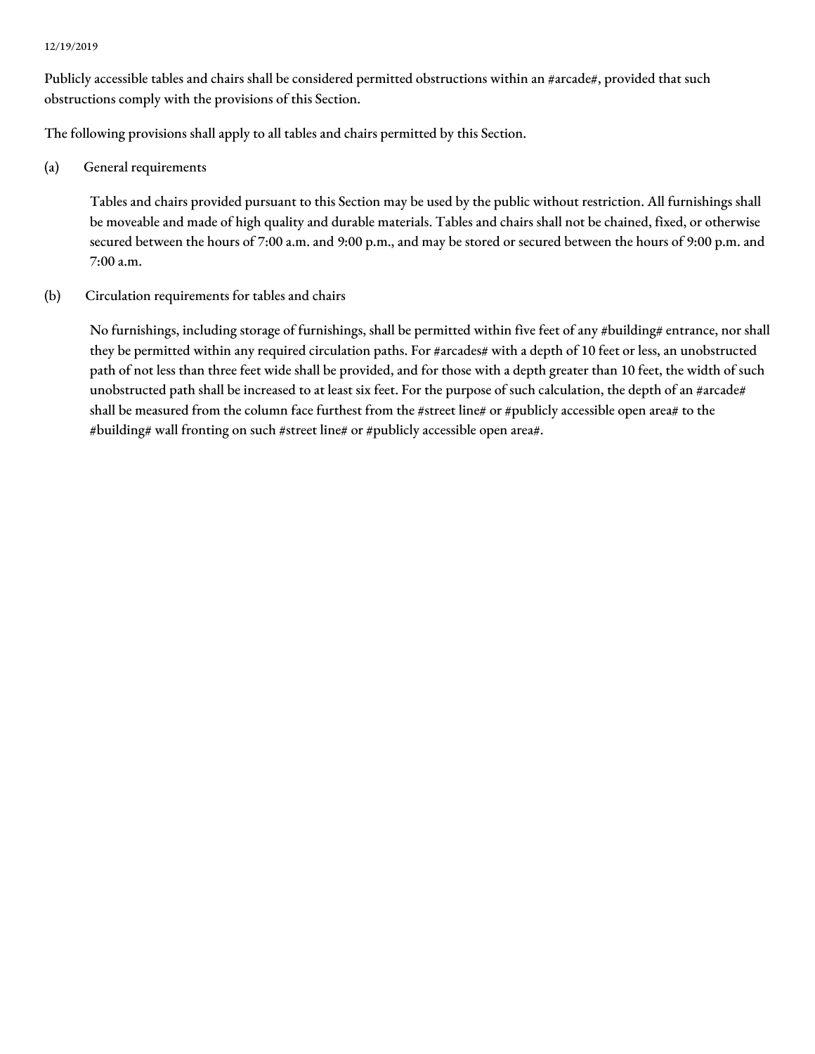Publicly accessible tables and chairs shall be considered permitted obstructions within an #arcade#, provided that such obstructions comply with the provisions of this Section.

The following provisions shall apply to all tables and chairs permitted by this Section.

(a) General requirements

Tables and chairs provided pursuant to this Section may be used by the public without restriction. All furnishings shall be moveable and made of high quality and durable materials. Tables and chairs shall not be chained, fixed, or otherwise secured between the hours of 7:00 a.m. and 9:00 p.m., and may be stored or secured between the hours of 9:00 p.m. and 7:00 a.m.

(b) Circulation requirements for tables and chairs

No furnishings, including storage of furnishings, shall be permitted within five feet of any #building# entrance, nor shall they be permitted within any required circulation paths. For #arcades# with a depth of 10 feet or less, an unobstructed path of not less than three feet wide shall be provided, and for those with a depth greater than 10 feet, the width of such unobstructed path shall be increased to at least six feet. For the purpose of such calculation, the depth of an #arcade# shall be measured from the column face furthest from the #street line# or #publicly accessible open area# to the #building# wall fronting on such #street line# or #publicly accessible open area#.